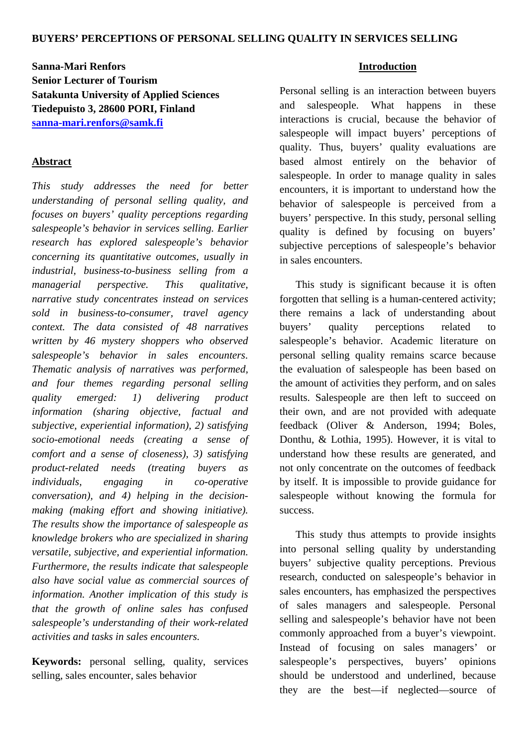# BUYERS' PERCEPTIONS OF PERSONAL SELLING QUALITY IN SERVICES SELLING

**Sanna-Mari Renfors**
**Senior Lecturer of Tourism**
**Satakunta University of Applied Sciences**
**Tiedepuisto 3, 28600 PORI, Finland**
**sanna-mari.renfors@samk.fi**

## Abstract

*This study addresses the need for better understanding of personal selling quality, and focuses on buyers' quality perceptions regarding salespeople's behavior in services selling. Earlier research has explored salespeople's behavior concerning its quantitative outcomes, usually in industrial, business-to-business selling from a managerial perspective. This qualitative, narrative study concentrates instead on services sold in business-to-consumer, travel agency context. The data consisted of 48 narratives written by 46 mystery shoppers who observed salespeople's behavior in sales encounters. Thematic analysis of narratives was performed, and four themes regarding personal selling quality emerged: 1) delivering product information (sharing objective, factual and subjective, experiential information), 2) satisfying socio-emotional needs (creating a sense of comfort and a sense of closeness), 3) satisfying product-related needs (treating buyers as individuals, engaging in co-operative conversation), and 4) helping in the decision-making (making effort and showing initiative). The results show the importance of salespeople as knowledge brokers who are specialized in sharing versatile, subjective, and experiential information. Furthermore, the results indicate that salespeople also have social value as commercial sources of information. Another implication of this study is that the growth of online sales has confused salespeople's understanding of their work-related activities and tasks in sales encounters.*

**Keywords:** personal selling, quality, services selling, sales encounter, sales behavior

## Introduction

Personal selling is an interaction between buyers and salespeople. What happens in these interactions is crucial, because the behavior of salespeople will impact buyers' perceptions of quality. Thus, buyers' quality evaluations are based almost entirely on the behavior of salespeople. In order to manage quality in sales encounters, it is important to understand how the behavior of salespeople is perceived from a buyers' perspective. In this study, personal selling quality is defined by focusing on buyers' subjective perceptions of salespeople's behavior in sales encounters.

This study is significant because it is often forgotten that selling is a human-centered activity; there remains a lack of understanding about buyers' quality perceptions related to salespeople's behavior. Academic literature on personal selling quality remains scarce because the evaluation of salespeople has been based on the amount of activities they perform, and on sales results. Salespeople are then left to succeed on their own, and are not provided with adequate feedback (Oliver & Anderson, 1994; Boles, Donthu, & Lothia, 1995). However, it is vital to understand how these results are generated, and not only concentrate on the outcomes of feedback by itself. It is impossible to provide guidance for salespeople without knowing the formula for success.

This study thus attempts to provide insights into personal selling quality by understanding buyers' subjective quality perceptions. Previous research, conducted on salespeople's behavior in sales encounters, has emphasized the perspectives of sales managers and salespeople. Personal selling and salespeople's behavior have not been commonly approached from a buyer's viewpoint. Instead of focusing on sales managers' or salespeople's perspectives, buyers' opinions should be understood and underlined, because they are the best—if neglected—source of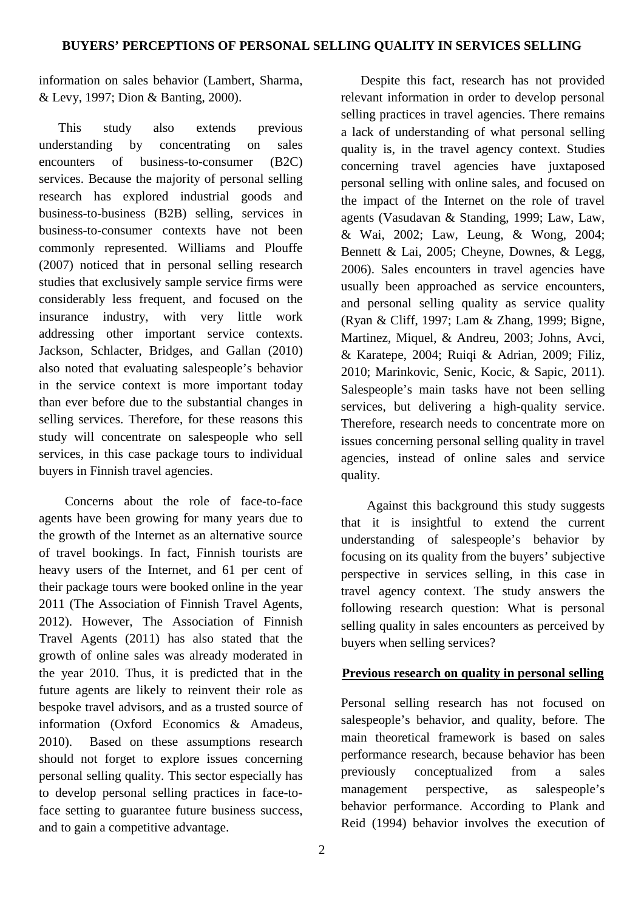information on sales behavior (Lambert, Sharma, & Levy, 1997; Dion & Banting, 2000).

This study also extends previous understanding by concentrating on sales encounters of business-to-consumer (B2C) services. Because the majority of personal selling research has explored industrial goods and business-to-business (B2B) selling, services in business-to-consumer contexts have not been commonly represented. Williams and Plouffe (2007) noticed that in personal selling research studies that exclusively sample service firms were considerably less frequent, and focused on the insurance industry, with very little work addressing other important service contexts. Jackson, Schlacter, Bridges, and Gallan (2010) also noted that evaluating salespeople's behavior in the service context is more important today than ever before due to the substantial changes in selling services. Therefore, for these reasons this study will concentrate on salespeople who sell services, in this case package tours to individual buyers in Finnish travel agencies.

Concerns about the role of face-to-face agents have been growing for many years due to the growth of the Internet as an alternative source of travel bookings. In fact, Finnish tourists are heavy users of the Internet, and 61 per cent of their package tours were booked online in the year 2011 (The Association of Finnish Travel Agents, 2012). However, The Association of Finnish Travel Agents (2011) has also stated that the growth of online sales was already moderated in the year 2010. Thus, it is predicted that in the future agents are likely to reinvent their role as bespoke travel advisors, and as a trusted source of information (Oxford Economics & Amadeus, 2010). Based on these assumptions research should not forget to explore issues concerning personal selling quality. This sector especially has to develop personal selling practices in face-to-face setting to guarantee future business success, and to gain a competitive advantage.

Despite this fact, research has not provided relevant information in order to develop personal selling practices in travel agencies. There remains a lack of understanding of what personal selling quality is, in the travel agency context. Studies concerning travel agencies have juxtaposed personal selling with online sales, and focused on the impact of the Internet on the role of travel agents (Vasudavan & Standing, 1999; Law, Law, & Wai, 2002; Law, Leung, & Wong, 2004; Bennett & Lai, 2005; Cheyne, Downes, & Legg, 2006). Sales encounters in travel agencies have usually been approached as service encounters, and personal selling quality as service quality (Ryan & Cliff, 1997; Lam & Zhang, 1999; Bigne, Martinez, Miquel, & Andreu, 2003; Johns, Avci, & Karatepe, 2004; Ruiqi & Adrian, 2009; Filiz, 2010; Marinkovic, Senic, Kocic, & Sapic, 2011). Salespeople's main tasks have not been selling services, but delivering a high-quality service. Therefore, research needs to concentrate more on issues concerning personal selling quality in travel agencies, instead of online sales and service quality.

Against this background this study suggests that it is insightful to extend the current understanding of salespeople's behavior by focusing on its quality from the buyers' subjective perspective in services selling, in this case in travel agency context. The study answers the following research question: What is personal selling quality in sales encounters as perceived by buyers when selling services?

## Previous research on quality in personal selling

Personal selling research has not focused on salespeople's behavior, and quality, before. The main theoretical framework is based on sales performance research, because behavior has been previously conceptualized from a sales management perspective, as salespeople's behavior performance. According to Plank and Reid (1994) behavior involves the execution of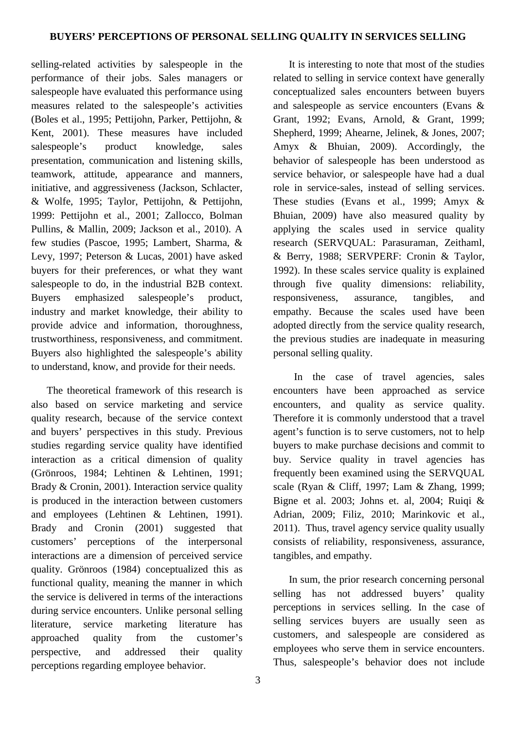selling-related activities by salespeople in the performance of their jobs. Sales managers or salespeople have evaluated this performance using measures related to the salespeople's activities (Boles et al., 1995; Pettijohn, Parker, Pettijohn, & Kent, 2001). These measures have included salespeople's product knowledge, sales presentation, communication and listening skills, teamwork, attitude, appearance and manners, initiative, and aggressiveness (Jackson, Schlacter, & Wolfe, 1995; Taylor, Pettijohn, & Pettijohn, 1999: Pettijohn et al., 2001; Zallocco, Bolman Pullins, & Mallin, 2009; Jackson et al., 2010). A few studies (Pascoe, 1995; Lambert, Sharma, & Levy, 1997; Peterson & Lucas, 2001) have asked buyers for their preferences, or what they want salespeople to do, in the industrial B2B context. Buyers emphasized salespeople's product, industry and market knowledge, their ability to provide advice and information, thoroughness, trustworthiness, responsiveness, and commitment. Buyers also highlighted the salespeople's ability to understand, know, and provide for their needs.

The theoretical framework of this research is also based on service marketing and service quality research, because of the service context and buyers' perspectives in this study. Previous studies regarding service quality have identified interaction as a critical dimension of quality (Grönroos, 1984; Lehtinen & Lehtinen, 1991; Brady & Cronin, 2001). Interaction service quality is produced in the interaction between customers and employees (Lehtinen & Lehtinen, 1991). Brady and Cronin (2001) suggested that customers' perceptions of the interpersonal interactions are a dimension of perceived service quality. Grönroos (1984) conceptualized this as functional quality, meaning the manner in which the service is delivered in terms of the interactions during service encounters. Unlike personal selling literature, service marketing literature has approached quality from the customer's perspective, and addressed their quality perceptions regarding employee behavior.

It is interesting to note that most of the studies related to selling in service context have generally conceptualized sales encounters between buyers and salespeople as service encounters (Evans & Grant, 1992; Evans, Arnold, & Grant, 1999; Shepherd, 1999; Ahearne, Jelinek, & Jones, 2007; Amyx & Bhuian, 2009). Accordingly, the behavior of salespeople has been understood as service behavior, or salespeople have had a dual role in service-sales, instead of selling services. These studies (Evans et al., 1999; Amyx & Bhuian, 2009) have also measured quality by applying the scales used in service quality research (SERVQUAL: Parasuraman, Zeithaml, & Berry, 1988; SERVPERF: Cronin & Taylor, 1992). In these scales service quality is explained through five quality dimensions: reliability, responsiveness, assurance, tangibles, and empathy. Because the scales used have been adopted directly from the service quality research, the previous studies are inadequate in measuring personal selling quality.

In the case of travel agencies, sales encounters have been approached as service encounters, and quality as service quality. Therefore it is commonly understood that a travel agent's function is to serve customers, not to help buyers to make purchase decisions and commit to buy. Service quality in travel agencies has frequently been examined using the SERVQUAL scale (Ryan & Cliff, 1997; Lam & Zhang, 1999; Bigne et al. 2003; Johns et. al, 2004; Ruiqi & Adrian, 2009; Filiz, 2010; Marinkovic et al., 2011). Thus, travel agency service quality usually consists of reliability, responsiveness, assurance, tangibles, and empathy.

In sum, the prior research concerning personal selling has not addressed buyers' quality perceptions in services selling. In the case of selling services buyers are usually seen as customers, and salespeople are considered as employees who serve them in service encounters. Thus, salespeople's behavior does not include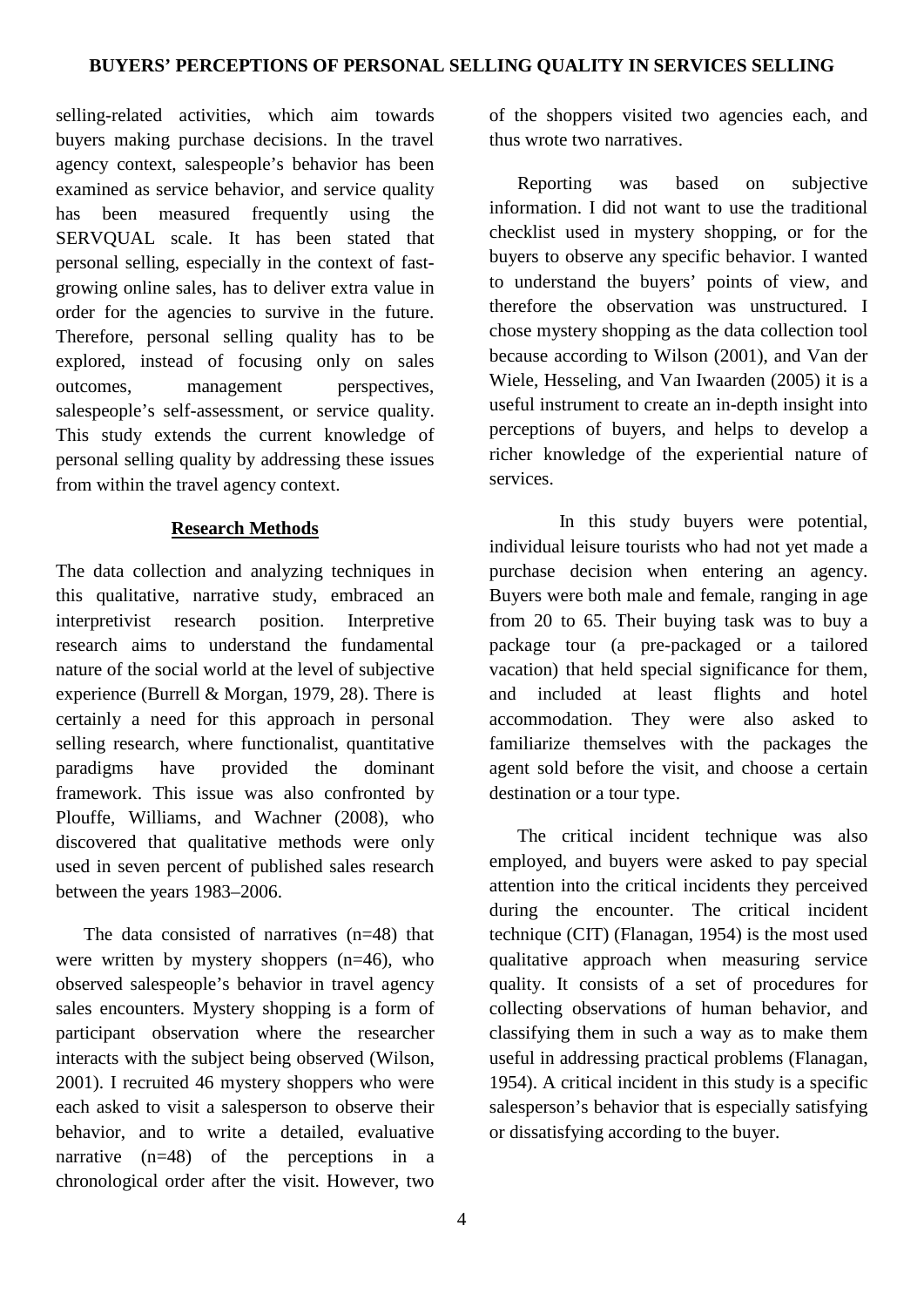selling-related activities, which aim towards buyers making purchase decisions. In the travel agency context, salespeople's behavior has been examined as service behavior, and service quality has been measured frequently using the SERVQUAL scale. It has been stated that personal selling, especially in the context of fast-growing online sales, has to deliver extra value in order for the agencies to survive in the future. Therefore, personal selling quality has to be explored, instead of focusing only on sales outcomes, management perspectives, salespeople's self-assessment, or service quality. This study extends the current knowledge of personal selling quality by addressing these issues from within the travel agency context.

## Research Methods

The data collection and analyzing techniques in this qualitative, narrative study, embraced an interpretivist research position. Interpretive research aims to understand the fundamental nature of the social world at the level of subjective experience (Burrell & Morgan, 1979, 28). There is certainly a need for this approach in personal selling research, where functionalist, quantitative paradigms have provided the dominant framework. This issue was also confronted by Plouffe, Williams, and Wachner (2008), who discovered that qualitative methods were only used in seven percent of published sales research between the years 1983–2006.

The data consisted of narratives (n=48) that were written by mystery shoppers (n=46), who observed salespeople's behavior in travel agency sales encounters. Mystery shopping is a form of participant observation where the researcher interacts with the subject being observed (Wilson, 2001). I recruited 46 mystery shoppers who were each asked to visit a salesperson to observe their behavior, and to write a detailed, evaluative narrative (n=48) of the perceptions in a chronological order after the visit. However, two of the shoppers visited two agencies each, and thus wrote two narratives.

Reporting was based on subjective information. I did not want to use the traditional checklist used in mystery shopping, or for the buyers to observe any specific behavior. I wanted to understand the buyers' points of view, and therefore the observation was unstructured. I chose mystery shopping as the data collection tool because according to Wilson (2001), and Van der Wiele, Hesseling, and Van Iwaarden (2005) it is a useful instrument to create an in-depth insight into perceptions of buyers, and helps to develop a richer knowledge of the experiential nature of services.

In this study buyers were potential, individual leisure tourists who had not yet made a purchase decision when entering an agency. Buyers were both male and female, ranging in age from 20 to 65. Their buying task was to buy a package tour (a pre-packaged or a tailored vacation) that held special significance for them, and included at least flights and hotel accommodation. They were also asked to familiarize themselves with the packages the agent sold before the visit, and choose a certain destination or a tour type.

The critical incident technique was also employed, and buyers were asked to pay special attention into the critical incidents they perceived during the encounter. The critical incident technique (CIT) (Flanagan, 1954) is the most used qualitative approach when measuring service quality. It consists of a set of procedures for collecting observations of human behavior, and classifying them in such a way as to make them useful in addressing practical problems (Flanagan, 1954). A critical incident in this study is a specific salesperson's behavior that is especially satisfying or dissatisfying according to the buyer.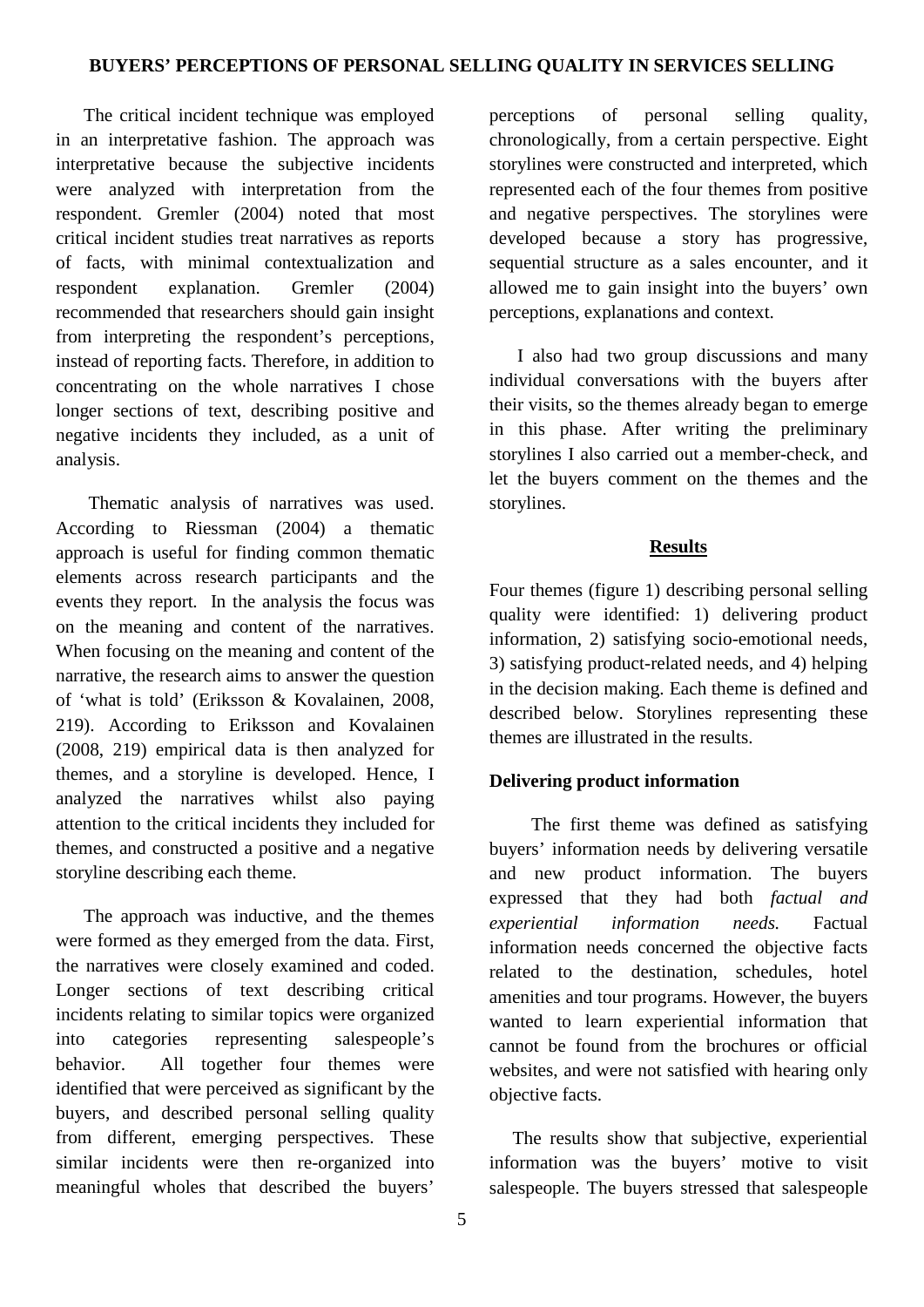The critical incident technique was employed in an interpretative fashion. The approach was interpretative because the subjective incidents were analyzed with interpretation from the respondent. Gremler (2004) noted that most critical incident studies treat narratives as reports of facts, with minimal contextualization and respondent explanation. Gremler (2004) recommended that researchers should gain insight from interpreting the respondent's perceptions, instead of reporting facts. Therefore, in addition to concentrating on the whole narratives I chose longer sections of text, describing positive and negative incidents they included, as a unit of analysis.

Thematic analysis of narratives was used. According to Riessman (2004) a thematic approach is useful for finding common thematic elements across research participants and the events they report. In the analysis the focus was on the meaning and content of the narratives. When focusing on the meaning and content of the narrative, the research aims to answer the question of 'what is told' (Eriksson & Kovalainen, 2008, 219). According to Eriksson and Kovalainen (2008, 219) empirical data is then analyzed for themes, and a storyline is developed. Hence, I analyzed the narratives whilst also paying attention to the critical incidents they included for themes, and constructed a positive and a negative storyline describing each theme.

The approach was inductive, and the themes were formed as they emerged from the data. First, the narratives were closely examined and coded. Longer sections of text describing critical incidents relating to similar topics were organized into categories representing salespeople's behavior. All together four themes were identified that were perceived as significant by the buyers, and described personal selling quality from different, emerging perspectives. These similar incidents were then re-organized into meaningful wholes that described the buyers' perceptions of personal selling quality, chronologically, from a certain perspective. Eight storylines were constructed and interpreted, which represented each of the four themes from positive and negative perspectives. The storylines were developed because a story has progressive, sequential structure as a sales encounter, and it allowed me to gain insight into the buyers' own perceptions, explanations and context.

I also had two group discussions and many individual conversations with the buyers after their visits, so the themes already began to emerge in this phase. After writing the preliminary storylines I also carried out a member-check, and let the buyers comment on the themes and the storylines.

## Results

Four themes (figure 1) describing personal selling quality were identified: 1) delivering product information, 2) satisfying socio-emotional needs, 3) satisfying product-related needs, and 4) helping in the decision making. Each theme is defined and described below. Storylines representing these themes are illustrated in the results.

### Delivering product information

The first theme was defined as satisfying buyers' information needs by delivering versatile and new product information. The buyers expressed that they had both *factual and experiential information needs.* Factual information needs concerned the objective facts related to the destination, schedules, hotel amenities and tour programs. However, the buyers wanted to learn experiential information that cannot be found from the brochures or official websites, and were not satisfied with hearing only objective facts.

The results show that subjective, experiential information was the buyers' motive to visit salespeople. The buyers stressed that salespeople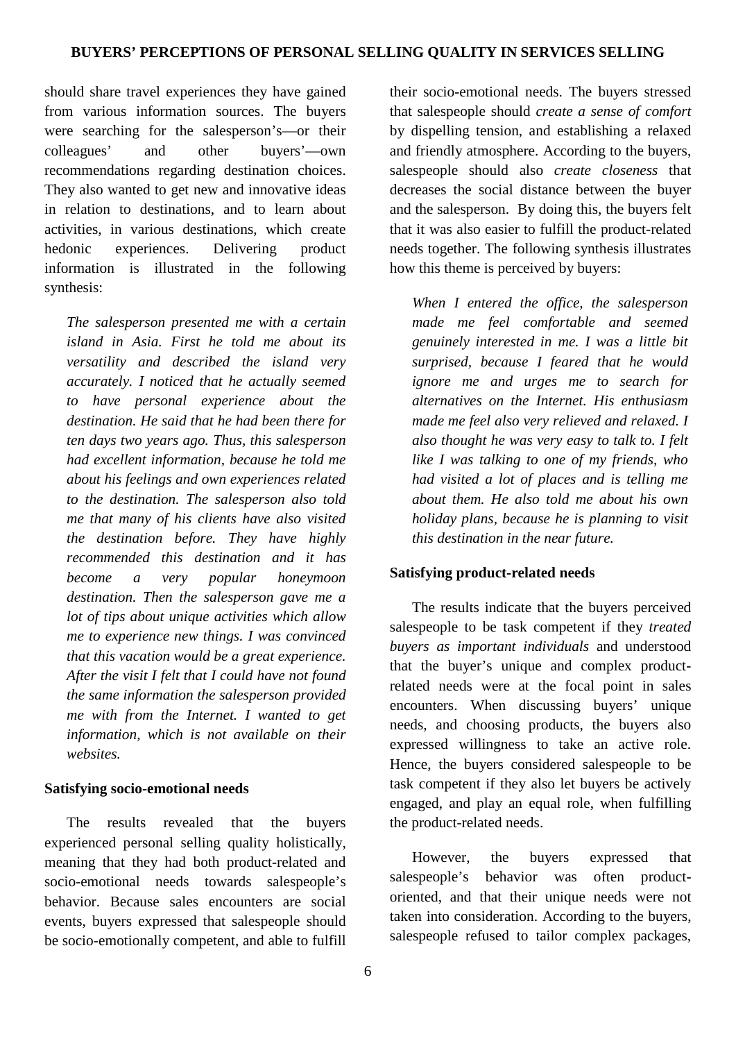should share travel experiences they have gained from various information sources. The buyers were searching for the salesperson's—or their colleagues' and other buyers'—own recommendations regarding destination choices. They also wanted to get new and innovative ideas in relation to destinations, and to learn about activities, in various destinations, which create hedonic experiences. Delivering product information is illustrated in the following synthesis:

> *The salesperson presented me with a certain island in Asia. First he told me about its versatility and described the island very accurately. I noticed that he actually seemed to have personal experience about the destination. He said that he had been there for ten days two years ago. Thus, this salesperson had excellent information, because he told me about his feelings and own experiences related to the destination. The salesperson also told me that many of his clients have also visited the destination before. They have highly recommended this destination and it has become a very popular honeymoon destination. Then the salesperson gave me a lot of tips about unique activities which allow me to experience new things. I was convinced that this vacation would be a great experience. After the visit I felt that I could have not found the same information the salesperson provided me with from the Internet. I wanted to get information, which is not available on their websites.*

### Satisfying socio-emotional needs

The results revealed that the buyers experienced personal selling quality holistically, meaning that they had both product-related and socio-emotional needs towards salespeople's behavior. Because sales encounters are social events, buyers expressed that salespeople should be socio-emotionally competent, and able to fulfill their socio-emotional needs. The buyers stressed that salespeople should *create a sense of comfort* by dispelling tension, and establishing a relaxed and friendly atmosphere. According to the buyers, salespeople should also *create closeness* that decreases the social distance between the buyer and the salesperson. By doing this, the buyers felt that it was also easier to fulfill the product-related needs together. The following synthesis illustrates how this theme is perceived by buyers:

> *When I entered the office, the salesperson made me feel comfortable and seemed genuinely interested in me. I was a little bit surprised, because I feared that he would ignore me and urges me to search for alternatives on the Internet. His enthusiasm made me feel also very relieved and relaxed. I also thought he was very easy to talk to. I felt like I was talking to one of my friends, who had visited a lot of places and is telling me about them. He also told me about his own holiday plans, because he is planning to visit this destination in the near future.*

### Satisfying product-related needs

The results indicate that the buyers perceived salespeople to be task competent if they *treated buyers as important individuals* and understood that the buyer's unique and complex product-related needs were at the focal point in sales encounters. When discussing buyers' unique needs, and choosing products, the buyers also expressed willingness to take an active role. Hence, the buyers considered salespeople to be task competent if they also let buyers be actively engaged, and play an equal role, when fulfilling the product-related needs.

However, the buyers expressed that salespeople's behavior was often product-oriented, and that their unique needs were not taken into consideration. According to the buyers, salespeople refused to tailor complex packages,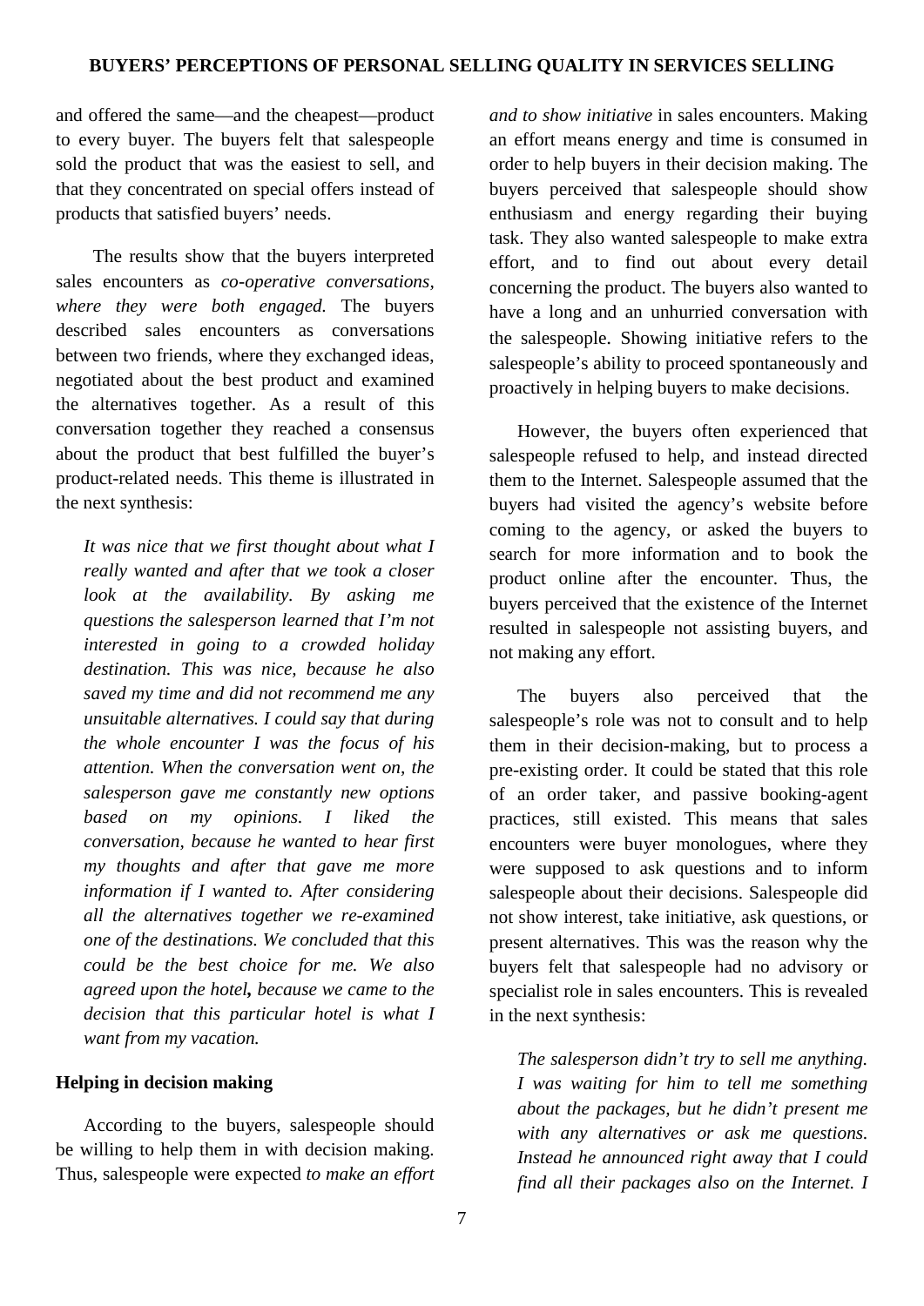and offered the same—and the cheapest—product to every buyer. The buyers felt that salespeople sold the product that was the easiest to sell, and that they concentrated on special offers instead of products that satisfied buyers' needs.

The results show that the buyers interpreted sales encounters as *co-operative conversations, where they were both engaged.* The buyers described sales encounters as conversations between two friends, where they exchanged ideas, negotiated about the best product and examined the alternatives together. As a result of this conversation together they reached a consensus about the product that best fulfilled the buyer's product-related needs. This theme is illustrated in the next synthesis:

> *It was nice that we first thought about what I really wanted and after that we took a closer look at the availability. By asking me questions the salesperson learned that I'm not interested in going to a crowded holiday destination. This was nice, because he also saved my time and did not recommend me any unsuitable alternatives. I could say that during the whole encounter I was the focus of his attention. When the conversation went on, the salesperson gave me constantly new options based on my opinions. I liked the conversation, because he wanted to hear first my thoughts and after that gave me more information if I wanted to. After considering all the alternatives together we re-examined one of the destinations. We concluded that this could be the best choice for me. We also agreed upon the hotel, because we came to the decision that this particular hotel is what I want from my vacation.*

### Helping in decision making

According to the buyers, salespeople should be willing to help them in with decision making. Thus, salespeople were expected *to make an effort and to show initiative* in sales encounters. Making an effort means energy and time is consumed in order to help buyers in their decision making. The buyers perceived that salespeople should show enthusiasm and energy regarding their buying task. They also wanted salespeople to make extra effort, and to find out about every detail concerning the product. The buyers also wanted to have a long and an unhurried conversation with the salespeople. Showing initiative refers to the salespeople's ability to proceed spontaneously and proactively in helping buyers to make decisions.

However, the buyers often experienced that salespeople refused to help, and instead directed them to the Internet. Salespeople assumed that the buyers had visited the agency's website before coming to the agency, or asked the buyers to search for more information and to book the product online after the encounter. Thus, the buyers perceived that the existence of the Internet resulted in salespeople not assisting buyers, and not making any effort.

The buyers also perceived that the salespeople's role was not to consult and to help them in their decision-making, but to process a pre-existing order. It could be stated that this role of an order taker, and passive booking-agent practices, still existed. This means that sales encounters were buyer monologues, where they were supposed to ask questions and to inform salespeople about their decisions. Salespeople did not show interest, take initiative, ask questions, or present alternatives. This was the reason why the buyers felt that salespeople had no advisory or specialist role in sales encounters. This is revealed in the next synthesis:

> *The salesperson didn't try to sell me anything. I was waiting for him to tell me something about the packages, but he didn't present me with any alternatives or ask me questions. Instead he announced right away that I could find all their packages also on the Internet. I*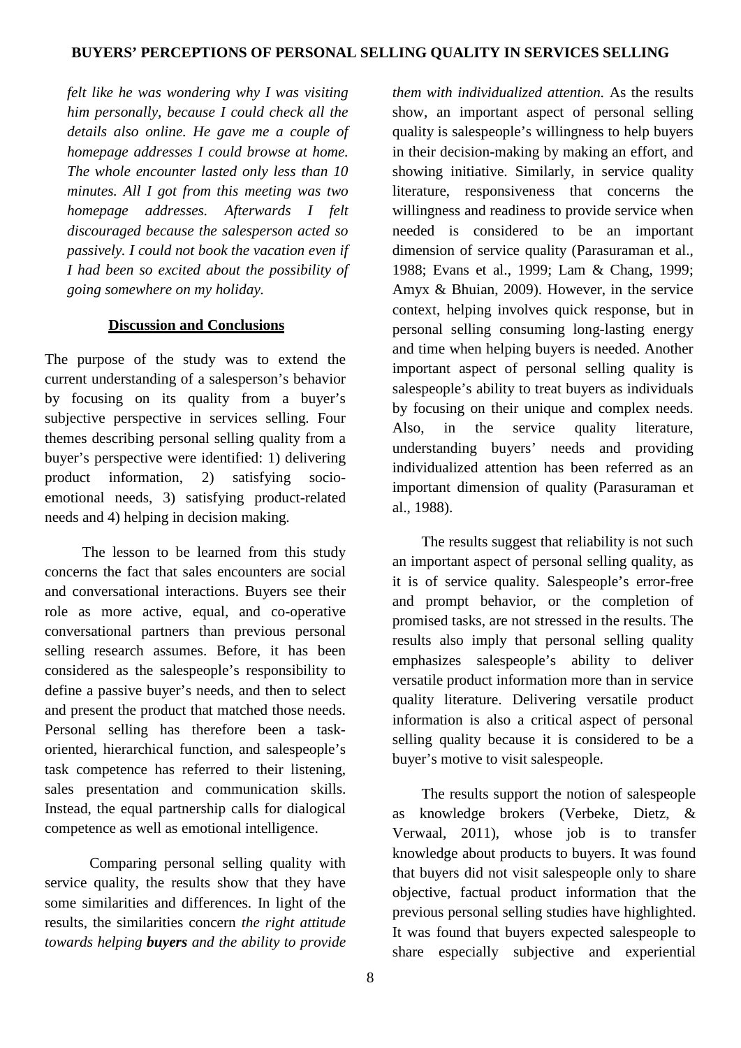*felt like he was wondering why I was visiting him personally, because I could check all the details also online. He gave me a couple of homepage addresses I could browse at home. The whole encounter lasted only less than 10 minutes. All I got from this meeting was two homepage addresses. Afterwards I felt discouraged because the salesperson acted so passively. I could not book the vacation even if I had been so excited about the possibility of going somewhere on my holiday.*

## Discussion and Conclusions

The purpose of the study was to extend the current understanding of a salesperson's behavior by focusing on its quality from a buyer's subjective perspective in services selling. Four themes describing personal selling quality from a buyer's perspective were identified: 1) delivering product information, 2) satisfying socio-emotional needs, 3) satisfying product-related needs and 4) helping in decision making.

The lesson to be learned from this study concerns the fact that sales encounters are social and conversational interactions. Buyers see their role as more active, equal, and co-operative conversational partners than previous personal selling research assumes. Before, it has been considered as the salespeople's responsibility to define a passive buyer's needs, and then to select and present the product that matched those needs. Personal selling has therefore been a task-oriented, hierarchical function, and salespeople's task competence has referred to their listening, sales presentation and communication skills. Instead, the equal partnership calls for dialogical competence as well as emotional intelligence.

Comparing personal selling quality with service quality, the results show that they have some similarities and differences. In light of the results, the similarities concern *the right attitude towards helping **buyers** and the ability to provide them with individualized attention.* As the results show, an important aspect of personal selling quality is salespeople's willingness to help buyers in their decision-making by making an effort, and showing initiative. Similarly, in service quality literature, responsiveness that concerns the willingness and readiness to provide service when needed is considered to be an important dimension of service quality (Parasuraman et al., 1988; Evans et al., 1999; Lam & Chang, 1999; Amyx & Bhuian, 2009). However, in the service context, helping involves quick response, but in personal selling consuming long-lasting energy and time when helping buyers is needed. Another important aspect of personal selling quality is salespeople's ability to treat buyers as individuals by focusing on their unique and complex needs. Also, in the service quality literature, understanding buyers' needs and providing individualized attention has been referred as an important dimension of quality (Parasuraman et al., 1988).

The results suggest that reliability is not such an important aspect of personal selling quality, as it is of service quality. Salespeople's error-free and prompt behavior, or the completion of promised tasks, are not stressed in the results. The results also imply that personal selling quality emphasizes salespeople's ability to deliver versatile product information more than in service quality literature. Delivering versatile product information is also a critical aspect of personal selling quality because it is considered to be a buyer's motive to visit salespeople.

The results support the notion of salespeople as knowledge brokers (Verbeke, Dietz, & Verwaal, 2011), whose job is to transfer knowledge about products to buyers. It was found that buyers did not visit salespeople only to share objective, factual product information that the previous personal selling studies have highlighted. It was found that buyers expected salespeople to share especially subjective and experiential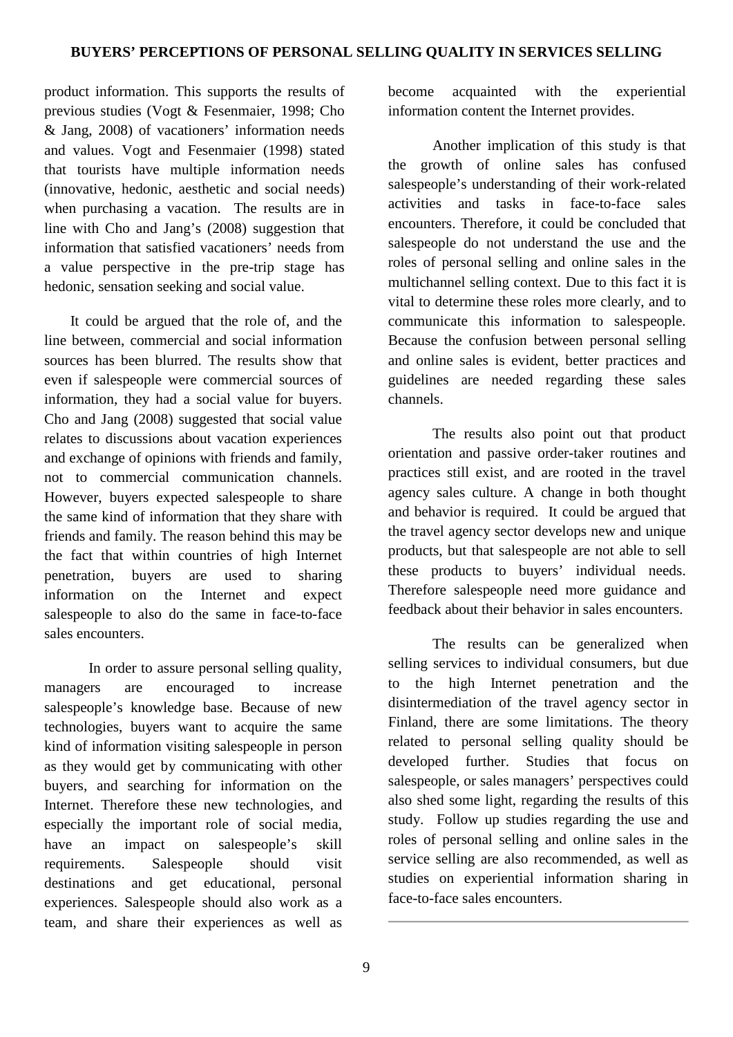product information. This supports the results of previous studies (Vogt & Fesenmaier, 1998; Cho & Jang, 2008) of vacationers' information needs and values. Vogt and Fesenmaier (1998) stated that tourists have multiple information needs (innovative, hedonic, aesthetic and social needs) when purchasing a vacation. The results are in line with Cho and Jang's (2008) suggestion that information that satisfied vacationers' needs from a value perspective in the pre-trip stage has hedonic, sensation seeking and social value.

It could be argued that the role of, and the line between, commercial and social information sources has been blurred. The results show that even if salespeople were commercial sources of information, they had a social value for buyers. Cho and Jang (2008) suggested that social value relates to discussions about vacation experiences and exchange of opinions with friends and family, not to commercial communication channels. However, buyers expected salespeople to share the same kind of information that they share with friends and family. The reason behind this may be the fact that within countries of high Internet penetration, buyers are used to sharing information on the Internet and expect salespeople to also do the same in face-to-face sales encounters.

In order to assure personal selling quality, managers are encouraged to increase salespeople's knowledge base. Because of new technologies, buyers want to acquire the same kind of information visiting salespeople in person as they would get by communicating with other buyers, and searching for information on the Internet. Therefore these new technologies, and especially the important role of social media, have an impact on salespeople's skill requirements. Salespeople should visit destinations and get educational, personal experiences. Salespeople should also work as a team, and share their experiences as well as become acquainted with the experiential information content the Internet provides.

Another implication of this study is that the growth of online sales has confused salespeople's understanding of their work-related activities and tasks in face-to-face sales encounters. Therefore, it could be concluded that salespeople do not understand the use and the roles of personal selling and online sales in the multichannel selling context. Due to this fact it is vital to determine these roles more clearly, and to communicate this information to salespeople. Because the confusion between personal selling and online sales is evident, better practices and guidelines are needed regarding these sales channels.

The results also point out that product orientation and passive order-taker routines and practices still exist, and are rooted in the travel agency sales culture. A change in both thought and behavior is required. It could be argued that the travel agency sector develops new and unique products, but that salespeople are not able to sell these products to buyers' individual needs. Therefore salespeople need more guidance and feedback about their behavior in sales encounters.

The results can be generalized when selling services to individual consumers, but due to the high Internet penetration and the disintermediation of the travel agency sector in Finland, there are some limitations. The theory related to personal selling quality should be developed further. Studies that focus on salespeople, or sales managers' perspectives could also shed some light, regarding the results of this study. Follow up studies regarding the use and roles of personal selling and online sales in the service selling are also recommended, as well as studies on experiential information sharing in face-to-face sales encounters.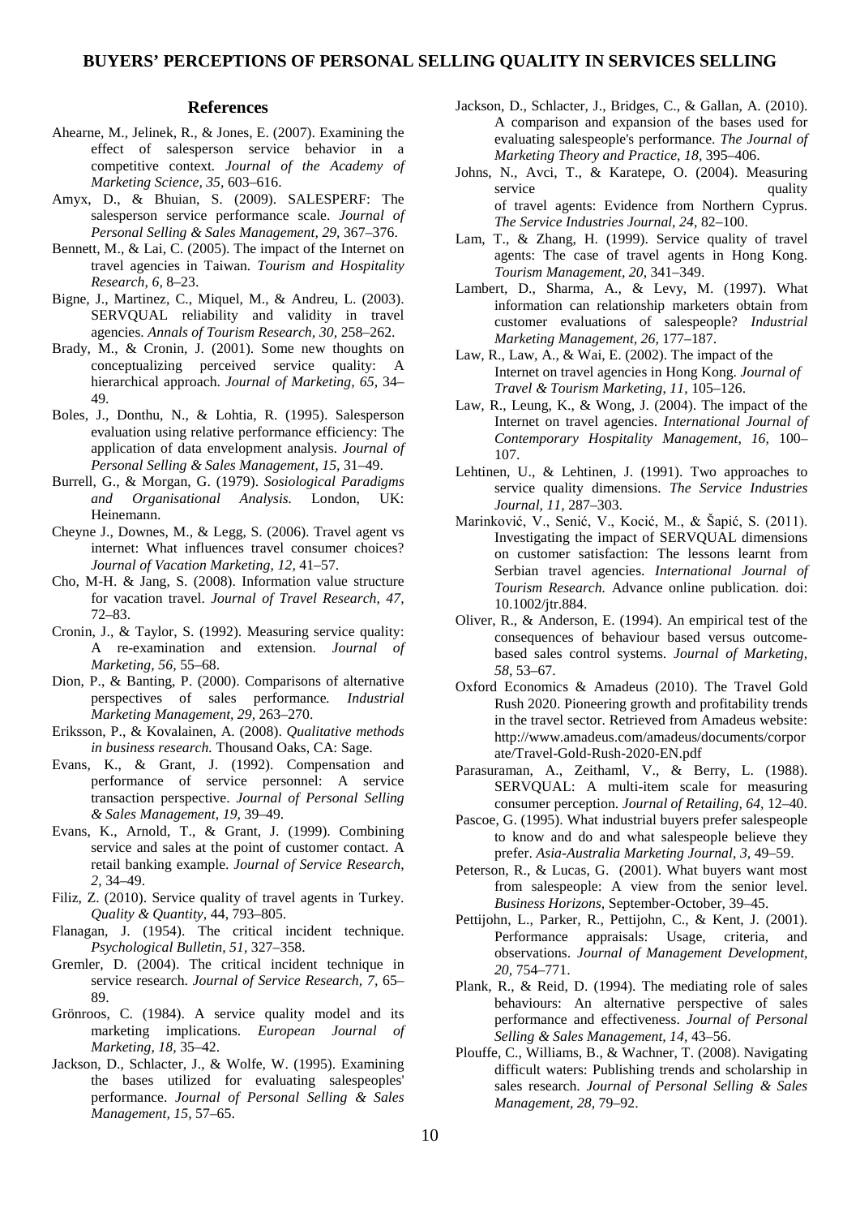## References

Ahearne, M., Jelinek, R., & Jones, E. (2007). Examining the effect of salesperson service behavior in a competitive context. *Journal of the Academy of Marketing Science, 35,* 603–616.

Amyx, D., & Bhuian, S. (2009). SALESPERF: The salesperson service performance scale. *Journal of Personal Selling & Sales Management, 29,* 367–376.

Bennett, M., & Lai, C. (2005). The impact of the Internet on travel agencies in Taiwan. *Tourism and Hospitality Research, 6,* 8–23.

Bigne, J., Martinez, C., Miquel, M., & Andreu, L. (2003). SERVQUAL reliability and validity in travel agencies. *Annals of Tourism Research, 30,* 258–262.

Brady, M., & Cronin, J. (2001). Some new thoughts on conceptualizing perceived service quality: A hierarchical approach. *Journal of Marketing, 65,* 34–49.

Boles, J., Donthu, N., & Lohtia, R. (1995). Salesperson evaluation using relative performance efficiency: The application of data envelopment analysis. *Journal of Personal Selling & Sales Management, 15,* 31–49.

Burrell, G., & Morgan, G. (1979). *Sosiological Paradigms and Organisational Analysis.* London, UK: Heinemann.

Cheyne J., Downes, M., & Legg, S. (2006). Travel agent vs internet: What influences travel consumer choices? *Journal of Vacation Marketing, 12,* 41–57.

Cho, M-H. & Jang, S. (2008). Information value structure for vacation travel. *Journal of Travel Research, 47,* 72–83.

Cronin, J., & Taylor, S. (1992). Measuring service quality: A re-examination and extension. *Journal of Marketing, 56,* 55–68.

Dion, P., & Banting, P. (2000). Comparisons of alternative perspectives of sales performance. *Industrial Marketing Management, 29,* 263–270.

Eriksson, P., & Kovalainen, A. (2008). *Qualitative methods in business research.* Thousand Oaks, CA: Sage.

Evans, K., & Grant, J. (1992). Compensation and performance of service personnel: A service transaction perspective. *Journal of Personal Selling & Sales Management, 19,* 39–49.

Evans, K., Arnold, T., & Grant, J. (1999). Combining service and sales at the point of customer contact. A retail banking example. *Journal of Service Research, 2,* 34–49.

Filiz, Z. (2010). Service quality of travel agents in Turkey. *Quality & Quantity,* 44, 793–805.

Flanagan, J. (1954). The critical incident technique. *Psychological Bulletin, 51,* 327–358.

Gremler, D. (2004). The critical incident technique in service research. *Journal of Service Research, 7,* 65–89.

Grönroos, C. (1984). A service quality model and its marketing implications. *European Journal of Marketing, 18,* 35–42.

Jackson, D., Schlacter, J., & Wolfe, W. (1995). Examining the bases utilized for evaluating salespeoples' performance. *Journal of Personal Selling & Sales Management, 15,* 57–65.

Jackson, D., Schlacter, J., Bridges, C., & Gallan, A. (2010). A comparison and expansion of the bases used for evaluating salespeople's performance. *The Journal of Marketing Theory and Practice, 18,* 395–406.

Johns, N., Avci, T., & Karatepe, O. (2004). Measuring service quality of travel agents: Evidence from Northern Cyprus. *The Service Industries Journal, 24,* 82–100.

Lam, T., & Zhang, H. (1999). Service quality of travel agents: The case of travel agents in Hong Kong. *Tourism Management, 20,* 341–349.

Lambert, D., Sharma, A., & Levy, M. (1997). What information can relationship marketers obtain from customer evaluations of salespeople? *Industrial Marketing Management, 26,* 177–187.

Law, R., Law, A., & Wai, E. (2002). The impact of the Internet on travel agencies in Hong Kong. *Journal of Travel & Tourism Marketing, 11,* 105–126.

Law, R., Leung, K., & Wong, J. (2004). The impact of the Internet on travel agencies. *International Journal of Contemporary Hospitality Management, 16,* 100–107.

Lehtinen, U., & Lehtinen, J. (1991). Two approaches to service quality dimensions. *The Service Industries Journal, 11,* 287–303.

Marinković, V., Senić, V., Kocić, M., & Šapić, S. (2011). Investigating the impact of SERVQUAL dimensions on customer satisfaction: The lessons learnt from Serbian travel agencies. *International Journal of Tourism Research.* Advance online publication. doi: 10.1002/jtr.884.

Oliver, R., & Anderson, E. (1994). An empirical test of the consequences of behaviour based versus outcome-based sales control systems. *Journal of Marketing, 58,* 53–67.

Oxford Economics & Amadeus (2010). The Travel Gold Rush 2020. Pioneering growth and profitability trends in the travel sector. Retrieved from Amadeus website: http://www.amadeus.com/amadeus/documents/corporate/Travel-Gold-Rush-2020-EN.pdf

Parasuraman, A., Zeithaml, V., & Berry, L. (1988). SERVQUAL: A multi-item scale for measuring consumer perception. *Journal of Retailing, 64,* 12–40.

Pascoe, G. (1995). What industrial buyers prefer salespeople to know and do and what salespeople believe they prefer. *Asia-Australia Marketing Journal, 3,* 49–59.

Peterson, R., & Lucas, G. (2001). What buyers want most from salespeople: A view from the senior level. *Business Horizons,* September-October, 39–45.

Pettijohn, L., Parker, R., Pettijohn, C., & Kent, J. (2001). Performance appraisals: Usage, criteria, and observations. *Journal of Management Development, 20,* 754–771.

Plank, R., & Reid, D. (1994). The mediating role of sales behaviours: An alternative perspective of sales performance and effectiveness. *Journal of Personal Selling & Sales Management, 14,* 43–56.

Plouffe, C., Williams, B., & Wachner, T. (2008). Navigating difficult waters: Publishing trends and scholarship in sales research. *Journal of Personal Selling & Sales Management, 28,* 79–92.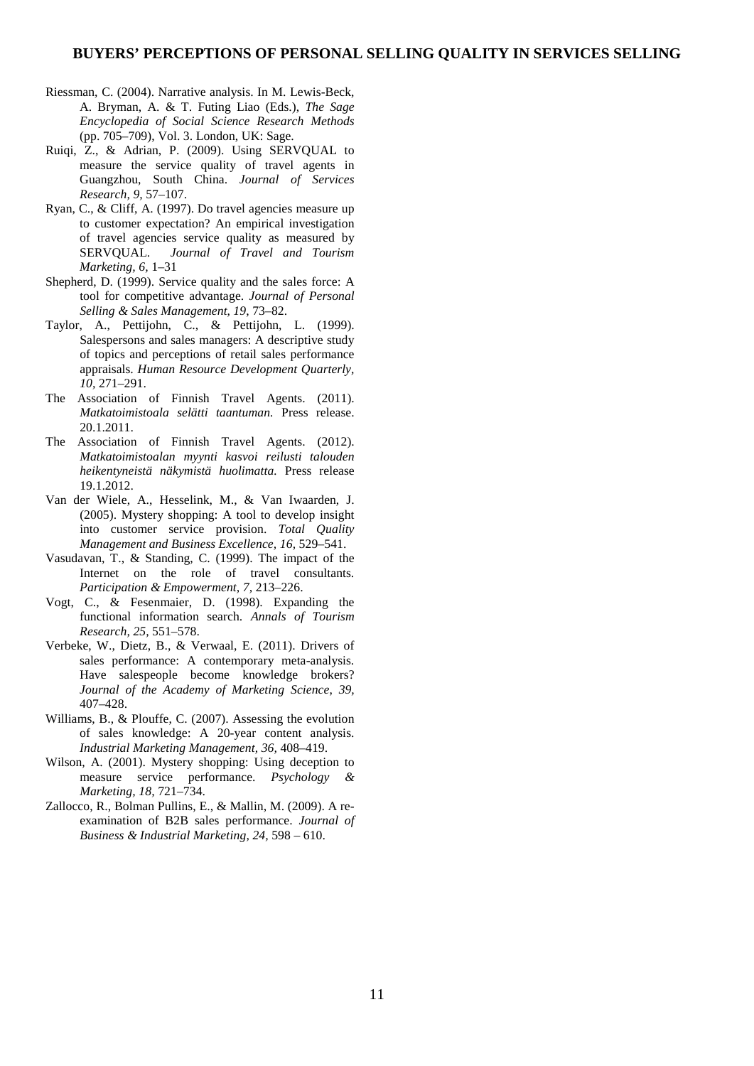Riessman, C. (2004). Narrative analysis. In M. Lewis-Beck, A. Bryman, A. & T. Futing Liao (Eds.), *The Sage Encyclopedia of Social Science Research Methods* (pp. 705–709), Vol. 3. London, UK: Sage.

Ruiqi, Z., & Adrian, P. (2009). Using SERVQUAL to measure the service quality of travel agents in Guangzhou, South China. *Journal of Services Research, 9,* 57–107.

Ryan, C., & Cliff, A. (1997). Do travel agencies measure up to customer expectation? An empirical investigation of travel agencies service quality as measured by SERVQUAL. *Journal of Travel and Tourism Marketing, 6,* 1–31

Shepherd, D. (1999). Service quality and the sales force: A tool for competitive advantage. *Journal of Personal Selling & Sales Management, 19,* 73–82.

Taylor, A., Pettijohn, C., & Pettijohn, L. (1999). Salespersons and sales managers: A descriptive study of topics and perceptions of retail sales performance appraisals. *Human Resource Development Quarterly, 10,* 271–291.

The Association of Finnish Travel Agents. (2011). *Matkatoimistoala selätti taantuman.* Press release. 20.1.2011.

The Association of Finnish Travel Agents. (2012). *Matkatoimistoalan myynti kasvoi reilusti talouden heikentyneistä näkymistä huolimatta.* Press release 19.1.2012.

Van der Wiele, A., Hesselink, M., & Van Iwaarden, J. (2005). Mystery shopping: A tool to develop insight into customer service provision. *Total Quality Management and Business Excellence, 16,* 529–541.

Vasudavan, T., & Standing, C. (1999). The impact of the Internet on the role of travel consultants. *Participation & Empowerment, 7,* 213–226.

Vogt, C., & Fesenmaier, D. (1998). Expanding the functional information search. *Annals of Tourism Research, 25,* 551–578.

Verbeke, W., Dietz, B., & Verwaal, E. (2011). Drivers of sales performance: A contemporary meta-analysis. Have salespeople become knowledge brokers? *Journal of the Academy of Marketing Science, 39,* 407–428.

Williams, B., & Plouffe, C. (2007). Assessing the evolution of sales knowledge: A 20-year content analysis. *Industrial Marketing Management, 36,* 408–419.

Wilson, A. (2001). Mystery shopping: Using deception to measure service performance. *Psychology & Marketing, 18,* 721–734.

Zallocco, R., Bolman Pullins, E., & Mallin, M. (2009). A re-examination of B2B sales performance. *Journal of Business & Industrial Marketing, 24,* 598 – 610.